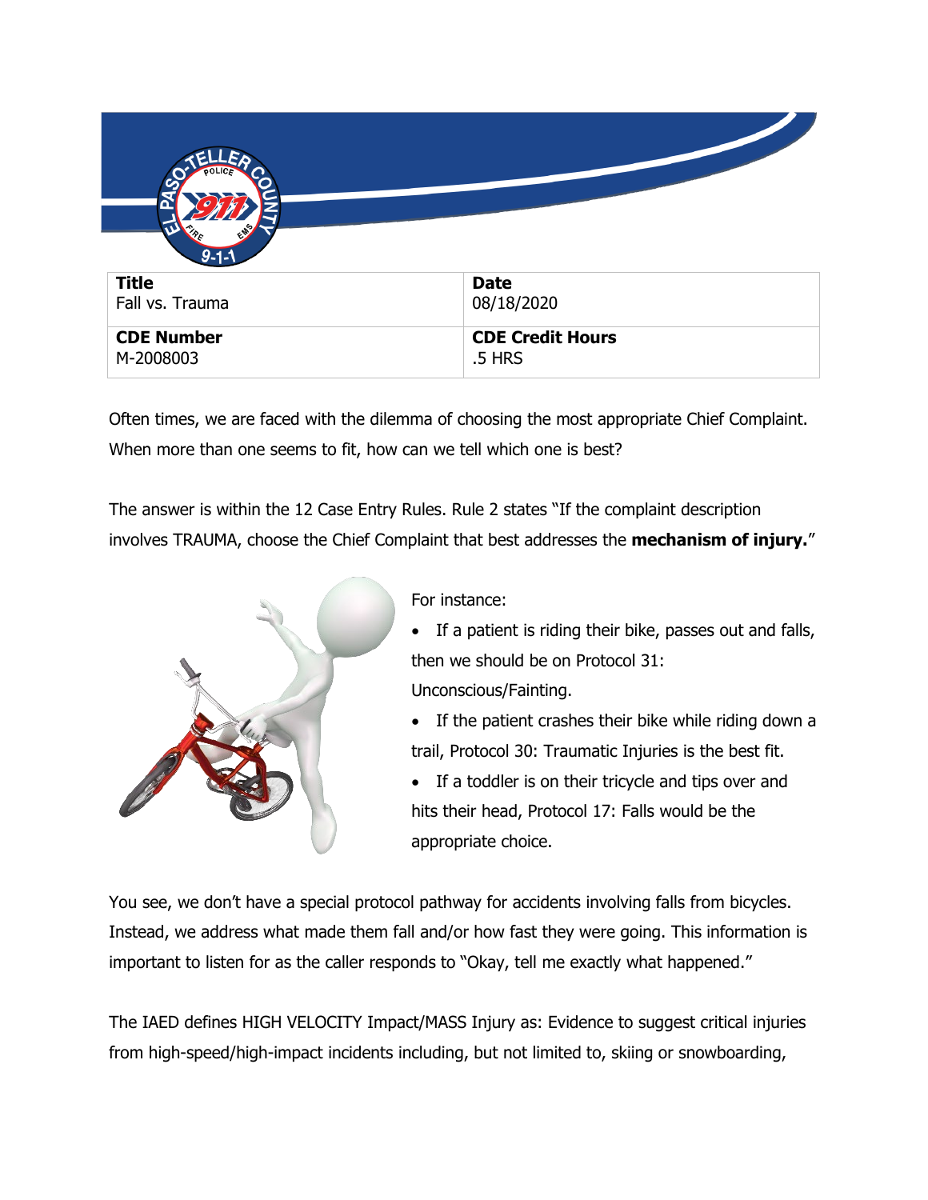| Title | Date |
| --- | --- |
| Fall vs. Trauma | 08/18/2020 |
| **CDE Number** | **CDE Credit Hours** |
| M-2008003 | .5 HRS |

Often times, we are faced with the dilemma of choosing the most appropriate Chief Complaint. When more than one seems to fit, how can we tell which one is best?

The answer is within the 12 Case Entry Rules. Rule 2 states "If the complaint description involves TRAUMA, choose the Chief Complaint that best addresses the **mechanism of injury.**"

For instance:

- If a patient is riding their bike, passes out and falls, then we should be on Protocol 31: Unconscious/Fainting.
- If the patient crashes their bike while riding down a trail, Protocol 30: Traumatic Injuries is the best fit.
- If a toddler is on their tricycle and tips over and hits their head, Protocol 17: Falls would be the appropriate choice.

You see, we don't have a special protocol pathway for accidents involving falls from bicycles. Instead, we address what made them fall and/or how fast they were going. This information is important to listen for as the caller responds to "Okay, tell me exactly what happened."

The IAED defines HIGH VELOCITY Impact/MASS Injury as: Evidence to suggest critical injuries from high-speed/high-impact incidents including, but not limited to, skiing or snowboarding,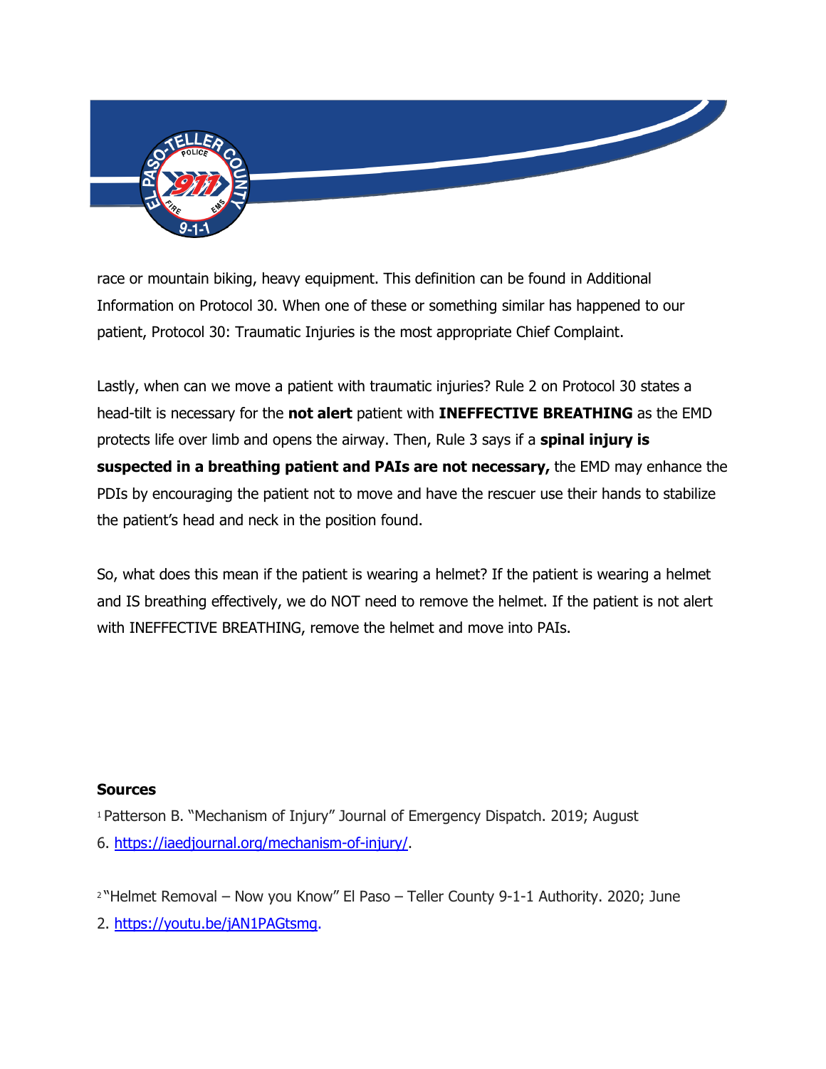race or mountain biking, heavy equipment. This definition can be found in Additional Information on Protocol 30. When one of these or something similar has happened to our patient, Protocol 30: Traumatic Injuries is the most appropriate Chief Complaint.

Lastly, when can we move a patient with traumatic injuries? Rule 2 on Protocol 30 states a head-tilt is necessary for the **not alert** patient with **INEFFECTIVE BREATHING** as the EMD protects life over limb and opens the airway. Then, Rule 3 says if a **spinal injury is suspected in a breathing patient and PAIs are not necessary,** the EMD may enhance the PDIs by encouraging the patient not to move and have the rescuer use their hands to stabilize the patient's head and neck in the position found.

So, what does this mean if the patient is wearing a helmet? If the patient is wearing a helmet and IS breathing effectively, we do NOT need to remove the helmet. If the patient is not alert with INEFFECTIVE BREATHING, remove the helmet and move into PAIs.

**Sources**

[1] Patterson B. "Mechanism of Injury" Journal of Emergency Dispatch. 2019; August 6. https://iaedjournal.org/mechanism-of-injury/.

[2] "Helmet Removal – Now you Know" El Paso – Teller County 9-1-1 Authority. 2020; June 2. https://youtu.be/jAN1PAGtsmg.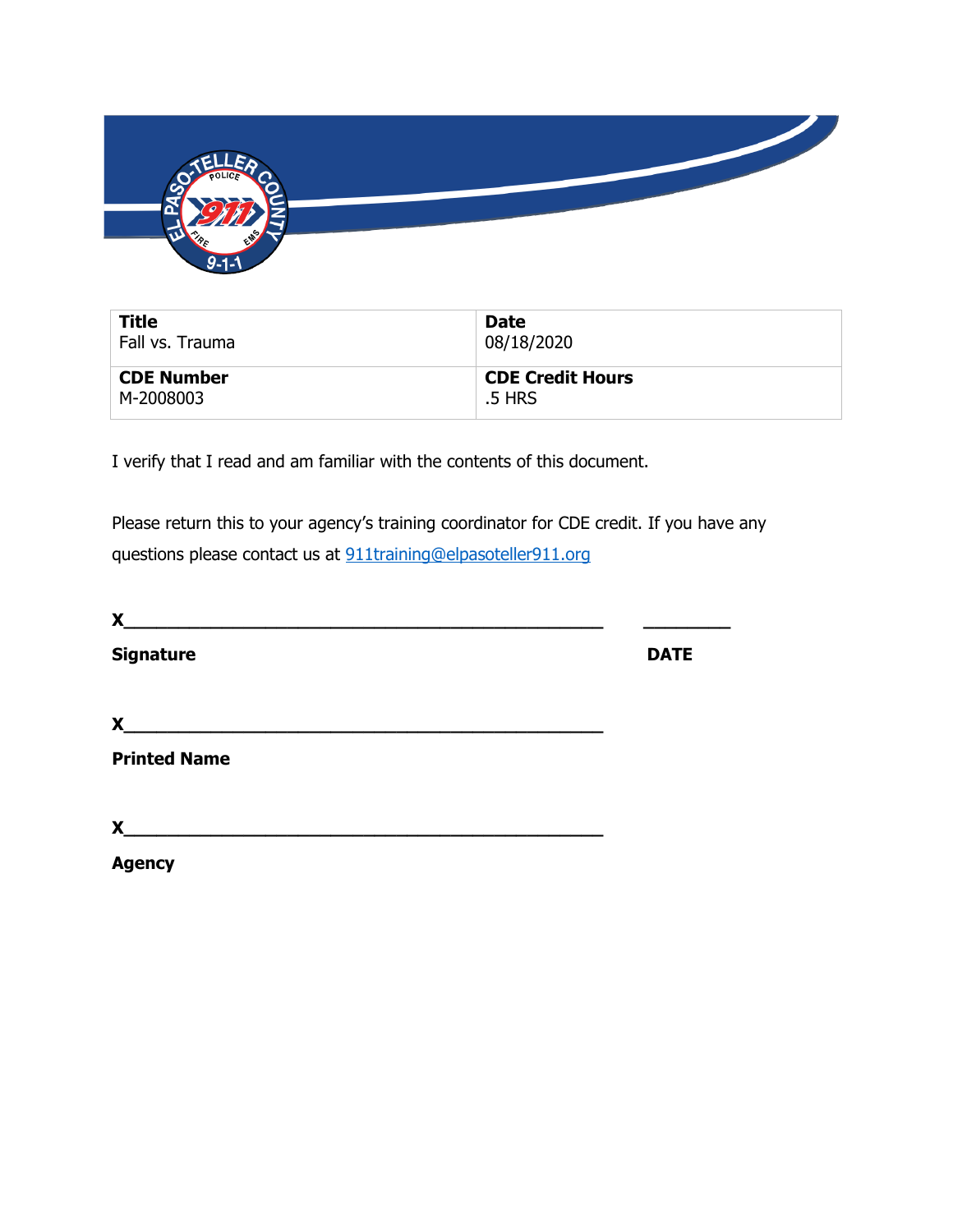| | |
|---|---|
| **Title**<br>Fall vs. Trauma | **Date**<br>08/18/2020 |
| **CDE Number**<br>M-2008003 | **CDE Credit Hours**<br>.5 HRS |

I verify that I read and am familiar with the contents of this document.

Please return this to your agency's training coordinator for CDE credit. If you have any questions please contact us at 911training@elpasoteller911.org

**X**________________________________________________ ________

**Signature** **DATE**

**X**________________________________________________

**Printed Name**

**X**________________________________________________

**Agency**